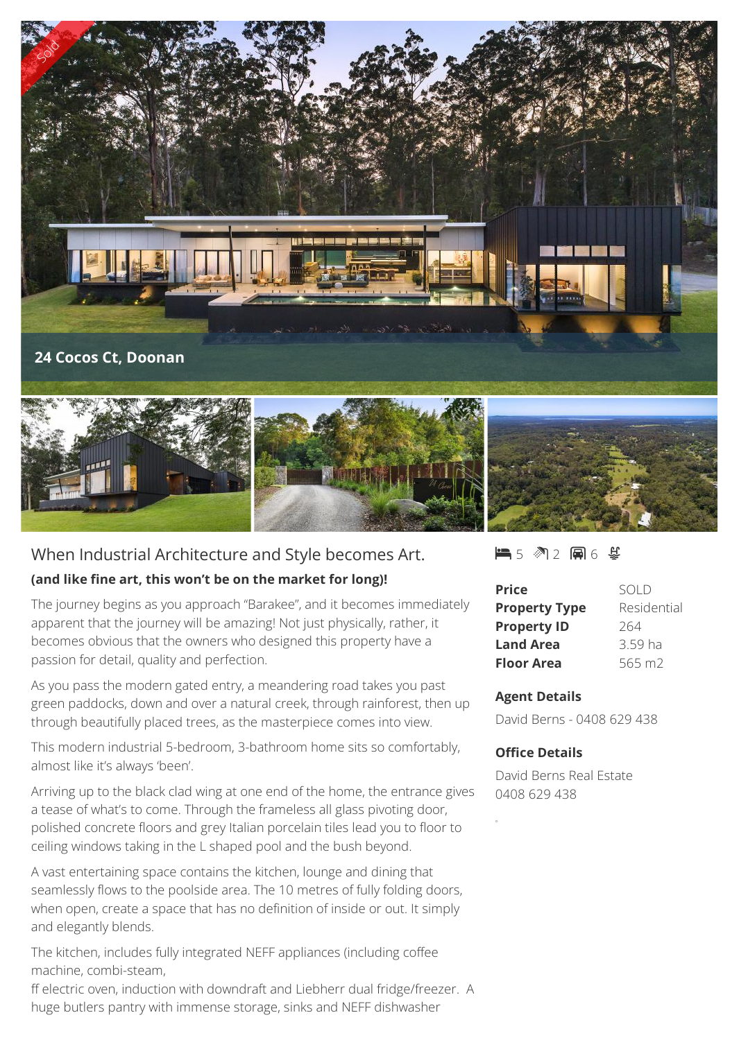Sold

# 24 Cocos Ct, Doonan

## When Industrial Architecture and Style becomes Art.

**(and like fine art, this won't be on the market for long)!**

The journey begins as you approach "Barakee", and it becomes immediately apparent that the journey will be amazing! Not just physically, rather, it becomes obvious that the owners who designed this property have a passion for detail, quality and perfection.

As you pass the modern gated entry, a meandering road takes you past green paddocks, down and over a natural creek, through rainforest, then up through beautifully placed trees, as the masterpiece comes into view.

This modern industrial 5-bedroom, 3-bathroom home sits so comfortably, almost like it's always 'been'.

Arriving up to the black clad wing at one end of the home, the entrance gives a tease of what's to come. Through the frameless all glass pivoting door, polished concrete floors and grey Italian porcelain tiles lead you to floor to ceiling windows taking in the L shaped pool and the bush beyond.

A vast entertaining space contains the kitchen, lounge and dining that seamlessly flows to the poolside area. The 10 metres of fully folding doors, when open, create a space that has no definition of inside or out. It simply and elegantly blends.

The kitchen, includes fully integrated NEFF appliances (including coffee machine, combi-steam,
ff electric oven, induction with downdraft and Liebherr dual fridge/freezer. A huge butlers pantry with immense storage, sinks and NEFF dishwasher

5 2 6

| | |
|---|---|
| **Price** | SOLD |
| **Property Type** | Residential |
| **Property ID** | 264 |
| **Land Area** | 3.59 ha |
| **Floor Area** | 565 m2 |

**Agent Details**

David Berns - 0408 629 438

**Office Details**

David Berns Real Estate
0408 629 438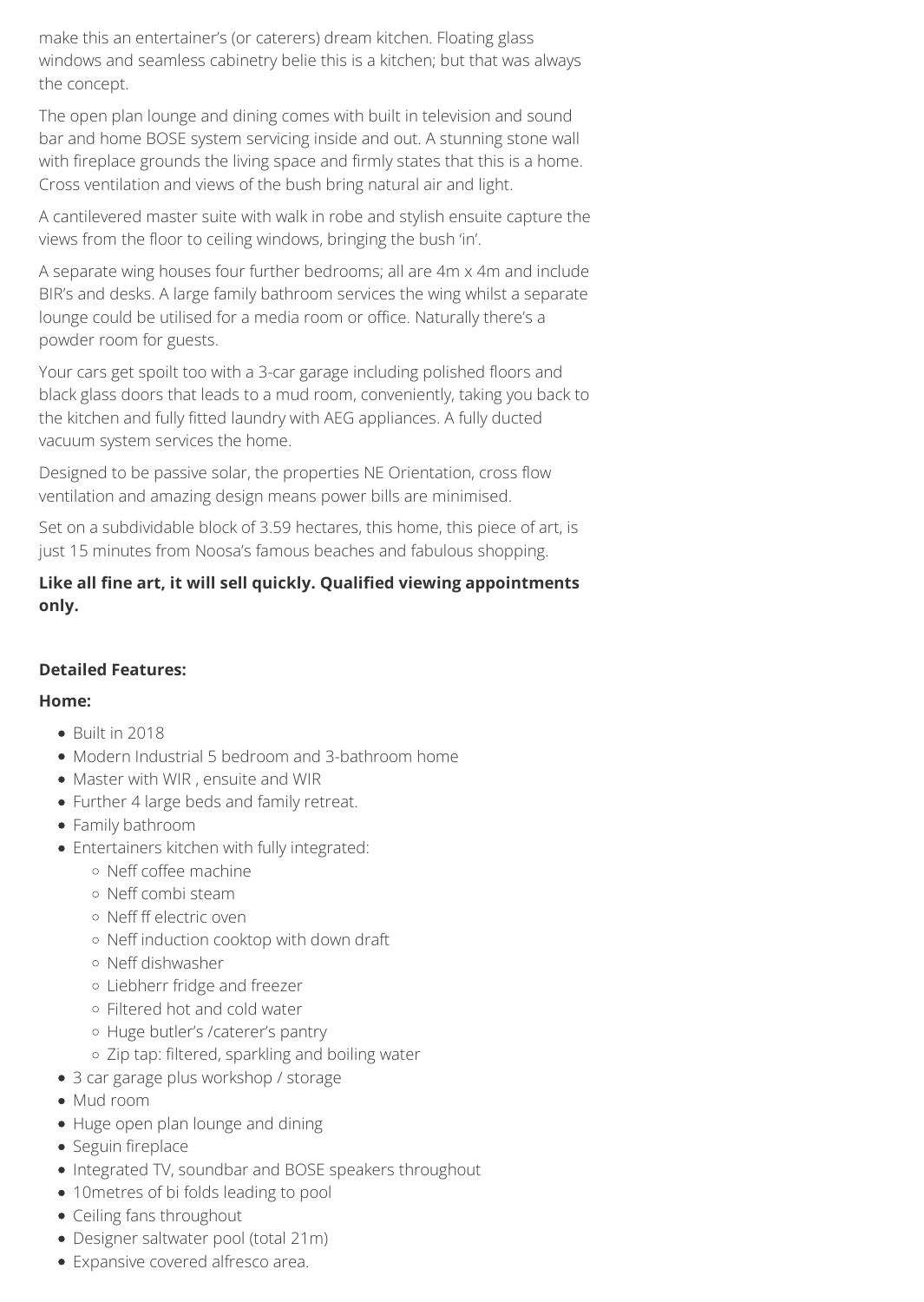make this an entertainer's (or caterers) dream kitchen. Floating glass windows and seamless cabinetry belie this is a kitchen; but that was always the concept.

The open plan lounge and dining comes with built in television and sound bar and home BOSE system servicing inside and out. A stunning stone wall with fireplace grounds the living space and firmly states that this is a home. Cross ventilation and views of the bush bring natural air and light.

A cantilevered master suite with walk in robe and stylish ensuite capture the views from the floor to ceiling windows, bringing the bush 'in'.

A separate wing houses four further bedrooms; all are 4m x 4m and include BIR's and desks. A large family bathroom services the wing whilst a separate lounge could be utilised for a media room or office. Naturally there's a powder room for guests.

Your cars get spoilt too with a 3-car garage including polished floors and black glass doors that leads to a mud room, conveniently, taking you back to the kitchen and fully fitted laundry with AEG appliances. A fully ducted vacuum system services the home.

Designed to be passive solar, the properties NE Orientation, cross flow ventilation and amazing design means power bills are minimised.

Set on a subdividable block of 3.59 hectares, this home, this piece of art, is just 15 minutes from Noosa's famous beaches and fabulous shopping.

**Like all fine art, it will sell quickly. Qualified viewing appointments only.**

**Detailed Features:**

**Home:**

- Built in 2018
- Modern Industrial 5 bedroom and 3-bathroom home
- Master with WIR , ensuite and WIR
- Further 4 large beds and family retreat.
- Family bathroom
- Entertainers kitchen with fully integrated:
  - Neff coffee machine
  - Neff combi steam
  - Neff ff electric oven
  - Neff induction cooktop with down draft
  - Neff dishwasher
  - Liebherr fridge and freezer
  - Filtered hot and cold water
  - Huge butler's /caterer's pantry
  - Zip tap: filtered, sparkling and boiling water
- 3 car garage plus workshop / storage
- Mud room
- Huge open plan lounge and dining
- Seguin fireplace
- Integrated TV, soundbar and BOSE speakers throughout
- 10metres of bi folds leading to pool
- Ceiling fans throughout
- Designer saltwater pool (total 21m)
- Expansive covered alfresco area.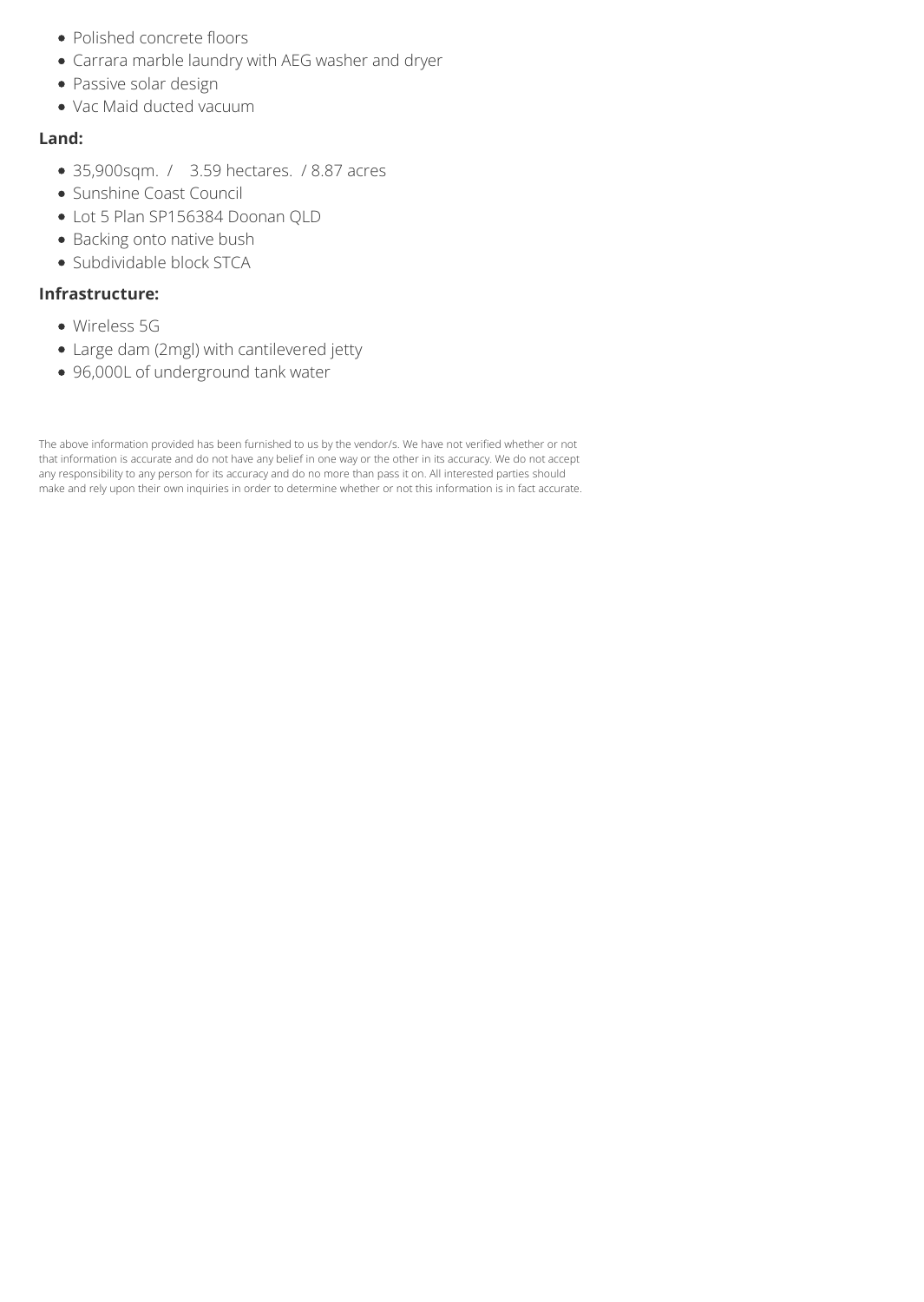- Polished concrete floors
- Carrara marble laundry with AEG washer and dryer
- Passive solar design
- Vac Maid ducted vacuum

**Land:**

- 35,900sqm. / 3.59 hectares. / 8.87 acres
- Sunshine Coast Council
- Lot 5 Plan SP156384 Doonan QLD
- Backing onto native bush
- Subdividable block STCA

**Infrastructure:**

- Wireless 5G
- Large dam (2mgl) with cantilevered jetty
- 96,000L of underground tank water

The above information provided has been furnished to us by the vendor/s. We have not verified whether or not that information is accurate and do not have any belief in one way or the other in its accuracy. We do not accept any responsibility to any person for its accuracy and do no more than pass it on. All interested parties should make and rely upon their own inquiries in order to determine whether or not this information is in fact accurate.